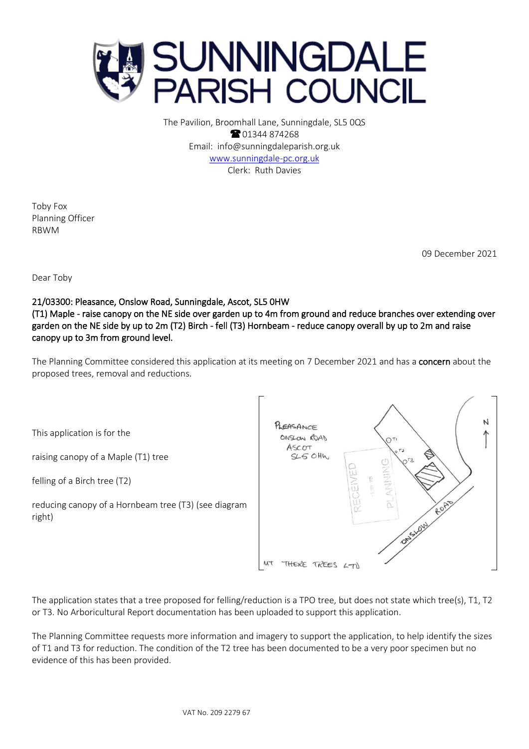# SUNNINGDALE PARISH COUNCIL

The Pavilion, Broomhall Lane, Sunningdale, SL5 0QS
☎ 01344 874268
Email: info@sunningdaleparish.org.uk
www.sunningdale-pc.org.uk
Clerk: Ruth Davies

Toby Fox
Planning Officer
RBWM

09 December 2021

Dear Toby

**21/03300: Pleasance, Onslow Road, Sunningdale, Ascot, SL5 0HW**
**(T1) Maple - raise canopy on the NE side over garden up to 4m from ground and reduce branches over extending over garden on the NE side by up to 2m (T2) Birch - fell (T3) Hornbeam - reduce canopy overall by up to 2m and raise canopy up to 3m from ground level.**

The Planning Committee considered this application at its meeting on 7 December 2021 and has a **concern** about the proposed trees, removal and reductions.

This application is for the

raising canopy of a Maple (T1) tree

felling of a Birch tree (T2)

reducing canopy of a Hornbeam tree (T3) (see diagram right)

The application states that a tree proposed for felling/reduction is a TPO tree, but does not state which tree(s), T1, T2 or T3. No Arboricultural Report documentation has been uploaded to support this application.

The Planning Committee requests more information and imagery to support the application, to help identify the sizes of T1 and T3 for reduction. The condition of the T2 tree has been documented to be a very poor specimen but no evidence of this has been provided.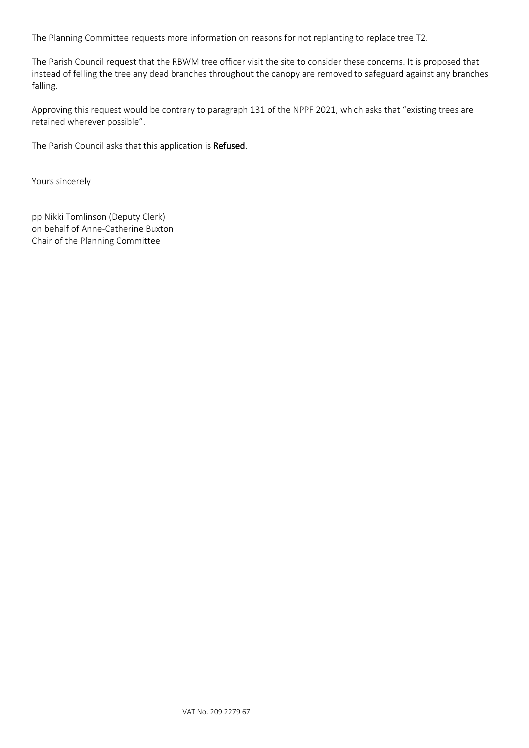The Planning Committee requests more information on reasons for not replanting to replace tree T2.

The Parish Council request that the RBWM tree officer visit the site to consider these concerns. It is proposed that instead of felling the tree any dead branches throughout the canopy are removed to safeguard against any branches falling.

Approving this request would be contrary to paragraph 131 of the NPPF 2021, which asks that "existing trees are retained wherever possible".

The Parish Council asks that this application is **Refused**.

Yours sincerely

pp Nikki Tomlinson (Deputy Clerk)
on behalf of Anne-Catherine Buxton
Chair of the Planning Committee

VAT No. 209 2279 67